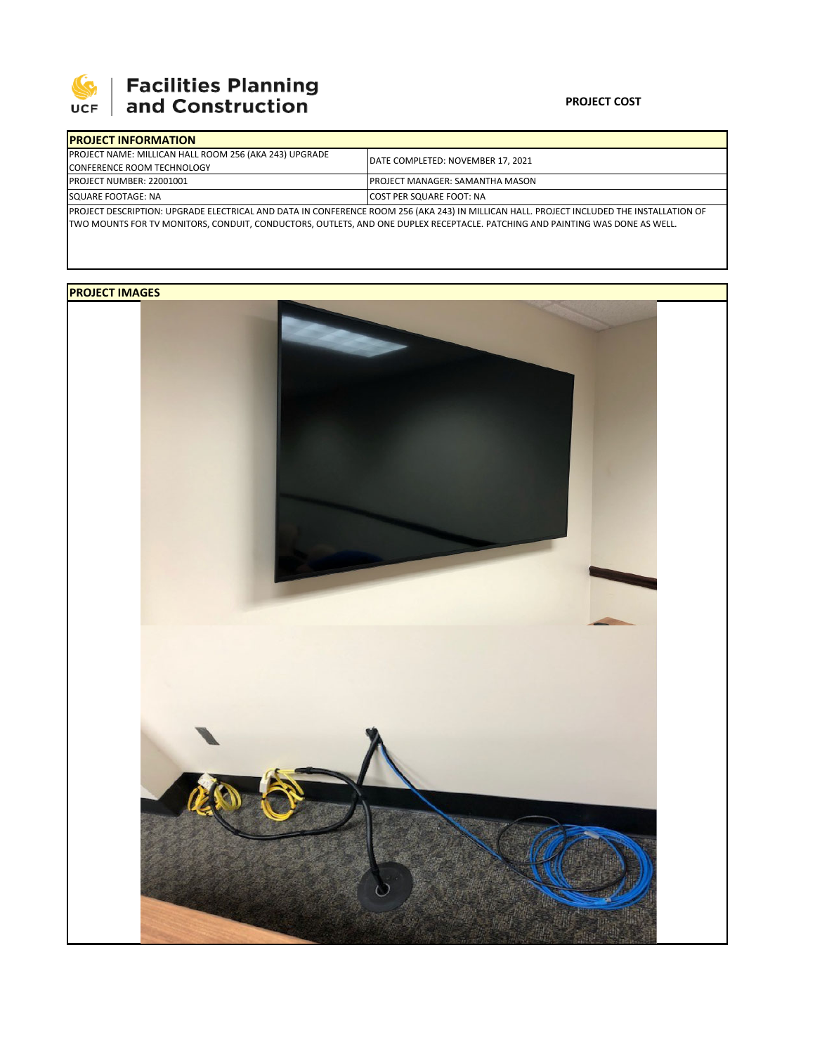# Facilities Planning and Construction

**PROJECT COST**

| PROJECT INFORMATION | |
|---|---|
| PROJECT NAME: MILLICAN HALL ROOM 256 (AKA 243) UPGRADE CONFERENCE ROOM TECHNOLOGY | DATE COMPLETED: NOVEMBER 17, 2021 |
| PROJECT NUMBER: 22001001 | PROJECT MANAGER: SAMANTHA MASON |
| SQUARE FOOTAGE: NA | COST PER SQUARE FOOT: NA |

PROJECT DESCRIPTION: UPGRADE ELECTRICAL AND DATA IN CONFERENCE ROOM 256 (AKA 243) IN MILLICAN HALL. PROJECT INCLUDED THE INSTALLATION OF TWO MOUNTS FOR TV MONITORS, CONDUIT, CONDUCTORS, OUTLETS, AND ONE DUPLEX RECEPTACLE. PATCHING AND PAINTING WAS DONE AS WELL.

## PROJECT IMAGES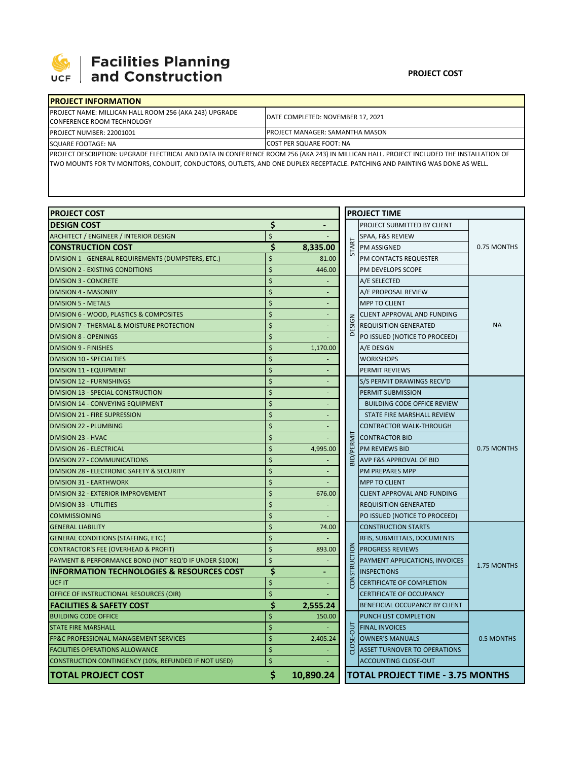**Facilities Planning and Construction**

**PROJECT COST**

| PROJECT INFORMATION | |
|---|---|
| PROJECT NAME: MILLICAN HALL ROOM 256 (AKA 243) UPGRADE CONFERENCE ROOM TECHNOLOGY | DATE COMPLETED: NOVEMBER 17, 2021 |
| PROJECT NUMBER: 22001001 | PROJECT MANAGER: SAMANTHA MASON |
| SQUARE FOOTAGE: NA | COST PER SQUARE FOOT: NA |
| PROJECT DESCRIPTION: UPGRADE ELECTRICAL AND DATA IN CONFERENCE ROOM 256 (AKA 243) IN MILLICAN HALL. PROJECT INCLUDED THE INSTALLATION OF TWO MOUNTS FOR TV MONITORS, CONDUIT, CONDUCTORS, OUTLETS, AND ONE DUPLEX RECEPTACLE. PATCHING AND PAINTING WAS DONE AS WELL. | |

| PROJECT COST | |
|---|---|
| **DESIGN COST** | **$ -** |
| ARCHITECT / ENGINEER / INTERIOR DESIGN | $ - |
| **CONSTRUCTION COST** | **$ 8,335.00** |
| DIVISION 1 - GENERAL REQUIREMENTS (DUMPSTERS, ETC.) | $ 81.00 |
| DIVISION 2 - EXISTING CONDITIONS | $ 446.00 |
| DIVISION 3 - CONCRETE | $ - |
| DIVISION 4 - MASONRY | $ - |
| DIVISION 5 - METALS | $ - |
| DIVISION 6 - WOOD, PLASTICS & COMPOSITES | $ - |
| DIVISION 7 - THERMAL & MOISTURE PROTECTION | $ - |
| DIVISION 8 - OPENINGS | $ - |
| DIVISION 9 - FINISHES | $ 1,170.00 |
| DIVISION 10 - SPECIALTIES | $ - |
| DIVISION 11 - EQUIPMENT | $ - |
| DIVISION 12 - FURNISHINGS | $ - |
| DIVISION 13 - SPECIAL CONSTRUCTION | $ - |
| DIVISION 14 - CONVEYING EQUIPMENT | $ - |
| DIVISION 21 - FIRE SUPRESSION | $ - |
| DIVISION 22 - PLUMBING | $ - |
| DIVISION 23 - HVAC | $ - |
| DIVISION 26 - ELECTRICAL | $ 4,995.00 |
| DIVISION 27 - COMMUNICATIONS | $ - |
| DIVISION 28 - ELECTRONIC SAFETY & SECURITY | $ - |
| DIVISION 31 - EARTHWORK | $ - |
| DIVISION 32 - EXTERIOR IMPROVEMENT | $ 676.00 |
| DIVISION 33 - UTILITIES | $ - |
| COMMISSIONING | $ - |
| GENERAL LIABILITY | $ 74.00 |
| GENERAL CONDITIONS (STAFFING, ETC.) | $ - |
| CONTRACTOR'S FEE (OVERHEAD & PROFIT) | $ 893.00 |
| PAYMENT & PERFORMANCE BOND (NOT REQ'D IF UNDER $100K) | $ - |
| **INFORMATION TECHNOLOGIES & RESOURCES COST** | **$ -** |
| UCF IT | $ - |
| OFFICE OF INSTRUCTIONAL RESOURCES (OIR) | $ - |
| **FACILITIES & SAFETY COST** | **$ 2,555.24** |
| BUILDING CODE OFFICE | $ 150.00 |
| STATE FIRE MARSHALL | $ - |
| FP&C PROFESSIONAL MANAGEMENT SERVICES | $ 2,405.24 |
| FACILITIES OPERATIONS ALLOWANCE | $ - |
| CONSTRUCTION CONTINGENCY (10%, REFUNDED IF NOT USED) | $ - |
| **TOTAL PROJECT COST** | **$ 10,890.24** |

| PROJECT TIME | | |
|---|---|---|
| START | PROJECT SUBMITTED BY CLIENT | 0.75 MONTHS |
| | SPAA, F&S REVIEW | |
| | PM ASSIGNED | |
| | PM CONTACTS REQUESTER | |
| | PM DEVELOPS SCOPE | |
| DESIGN | A/E SELECTED | NA |
| | A/E PROPOSAL REVIEW | |
| | MPP TO CLIENT | |
| | CLIENT APPROVAL AND FUNDING | |
| | REQUISITION GENERATED | |
| | PO ISSUED (NOTICE TO PROCEED) | |
| | A/E DESIGN | |
| | WORKSHOPS | |
| | PERMIT REVIEWS | |
| BID/PERMIT | S/S PERMIT DRAWINGS RECV'D | 0.75 MONTHS |
| | PERMIT SUBMISSION | |
| | BUILDING CODE OFFICE REVIEW | |
| | STATE FIRE MARSHALL REVIEW | |
| | CONTRACTOR WALK-THROUGH | |
| | CONTRACTOR BID | |
| | PM REVIEWS BID | |
| | AVP F&S APPROVAL OF BID | |
| | PM PREPARES MPP | |
| | MPP TO CLIENT | |
| | CLIENT APPROVAL AND FUNDING | |
| | REQUISITION GENERATED | |
| | PO ISSUED (NOTICE TO PROCEED) | |
| CONSTRUCTION | CONSTRUCTION STARTS | 1.75 MONTHS |
| | RFIS, SUBMITTALS, DOCUMENTS | |
| | PROGRESS REVIEWS | |
| | PAYMENT APPLICATIONS, INVOICES | |
| | INSPECTIONS | |
| | CERTIFICATE OF COMPLETION | |
| | CERTIFICATE OF OCCUPANCY | |
| | BENEFICIAL OCCUPANCY BY CLIENT | |
| CLOSE-OUT | PUNCH LIST COMPLETION | 0.5 MONTHS |
| | FINAL INVOICES | |
| | OWNER'S MANUALS | |
| | ASSET TURNOVER TO OPERATIONS | |
| | ACCOUNTING CLOSE-OUT | |
| **TOTAL PROJECT TIME - 3.75 MONTHS** | | |